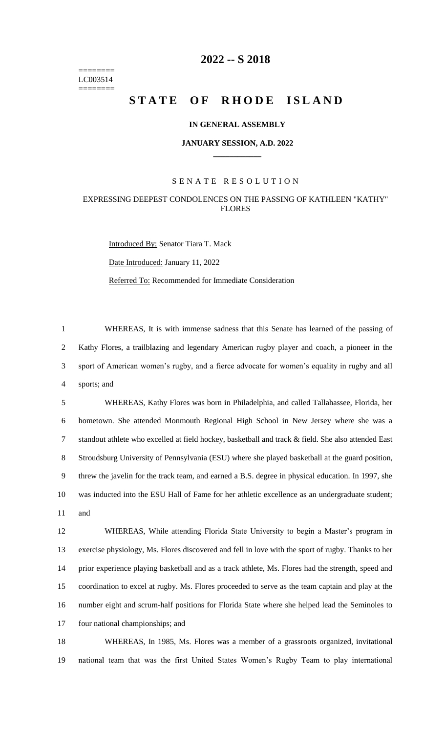========
LC003514
========

# 2022 -- S 2018

# STATE OF RHODE ISLAND

### IN GENERAL ASSEMBLY

### JANUARY SESSION, A.D. 2022

## SENATE RESOLUTION

### EXPRESSING DEEPEST CONDOLENCES ON THE PASSING OF KATHLEEN "KATHY" FLORES

Introduced By: Senator Tiara T. Mack

Date Introduced: January 11, 2022

Referred To: Recommended for Immediate Consideration

WHEREAS, It is with immense sadness that this Senate has learned of the passing of Kathy Flores, a trailblazing and legendary American rugby player and coach, a pioneer in the sport of American women's rugby, and a fierce advocate for women's equality in rugby and all sports; and

WHEREAS, Kathy Flores was born in Philadelphia, and called Tallahassee, Florida, her hometown. She attended Monmouth Regional High School in New Jersey where she was a standout athlete who excelled at field hockey, basketball and track & field. She also attended East Stroudsburg University of Pennsylvania (ESU) where she played basketball at the guard position, threw the javelin for the track team, and earned a B.S. degree in physical education. In 1997, she was inducted into the ESU Hall of Fame for her athletic excellence as an undergraduate student; and

WHEREAS, While attending Florida State University to begin a Master's program in exercise physiology, Ms. Flores discovered and fell in love with the sport of rugby. Thanks to her prior experience playing basketball and as a track athlete, Ms. Flores had the strength, speed and coordination to excel at rugby. Ms. Flores proceeded to serve as the team captain and play at the number eight and scrum-half positions for Florida State where she helped lead the Seminoles to four national championships; and

WHEREAS, In 1985, Ms. Flores was a member of a grassroots organized, invitational national team that was the first United States Women's Rugby Team to play international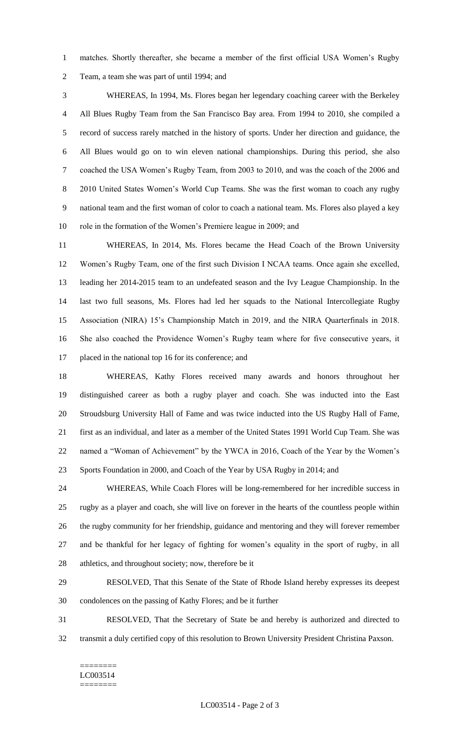matches. Shortly thereafter, she became a member of the first official USA Women's Rugby Team, a team she was part of until 1994; and

WHEREAS, In 1994, Ms. Flores began her legendary coaching career with the Berkeley All Blues Rugby Team from the San Francisco Bay area. From 1994 to 2010, she compiled a record of success rarely matched in the history of sports. Under her direction and guidance, the All Blues would go on to win eleven national championships. During this period, she also coached the USA Women's Rugby Team, from 2003 to 2010, and was the coach of the 2006 and 2010 United States Women's World Cup Teams. She was the first woman to coach any rugby national team and the first woman of color to coach a national team. Ms. Flores also played a key role in the formation of the Women's Premiere league in 2009; and

WHEREAS, In 2014, Ms. Flores became the Head Coach of the Brown University Women's Rugby Team, one of the first such Division I NCAA teams. Once again she excelled, leading her 2014-2015 team to an undefeated season and the Ivy League Championship. In the last two full seasons, Ms. Flores had led her squads to the National Intercollegiate Rugby Association (NIRA) 15's Championship Match in 2019, and the NIRA Quarterfinals in 2018. She also coached the Providence Women's Rugby team where for five consecutive years, it placed in the national top 16 for its conference; and

WHEREAS, Kathy Flores received many awards and honors throughout her distinguished career as both a rugby player and coach. She was inducted into the East Stroudsburg University Hall of Fame and was twice inducted into the US Rugby Hall of Fame, first as an individual, and later as a member of the United States 1991 World Cup Team. She was named a "Woman of Achievement" by the YWCA in 2016, Coach of the Year by the Women's Sports Foundation in 2000, and Coach of the Year by USA Rugby in 2014; and

WHEREAS, While Coach Flores will be long-remembered for her incredible success in rugby as a player and coach, she will live on forever in the hearts of the countless people within the rugby community for her friendship, guidance and mentoring and they will forever remember and be thankful for her legacy of fighting for women's equality in the sport of rugby, in all athletics, and throughout society; now, therefore be it

RESOLVED, That this Senate of the State of Rhode Island hereby expresses its deepest condolences on the passing of Kathy Flores; and be it further

RESOLVED, That the Secretary of State be and hereby is authorized and directed to transmit a duly certified copy of this resolution to Brown University President Christina Paxson.

========
LC003514
========